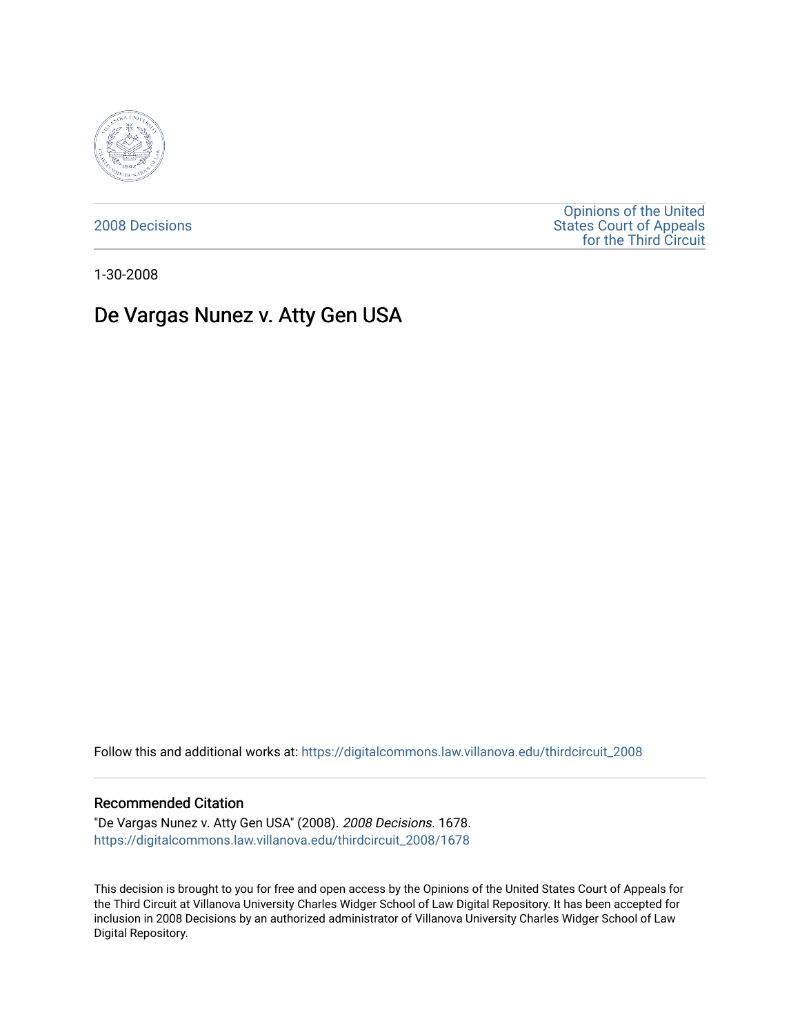2008 Decisions

Opinions of the United States Court of Appeals for the Third Circuit

1-30-2008

# De Vargas Nunez v. Atty Gen USA

Follow this and additional works at: https://digitalcommons.law.villanova.edu/thirdcircuit_2008

## Recommended Citation

"De Vargas Nunez v. Atty Gen USA" (2008). *2008 Decisions*. 1678.
https://digitalcommons.law.villanova.edu/thirdcircuit_2008/1678

This decision is brought to you for free and open access by the Opinions of the United States Court of Appeals for the Third Circuit at Villanova University Charles Widger School of Law Digital Repository. It has been accepted for inclusion in 2008 Decisions by an authorized administrator of Villanova University Charles Widger School of Law Digital Repository.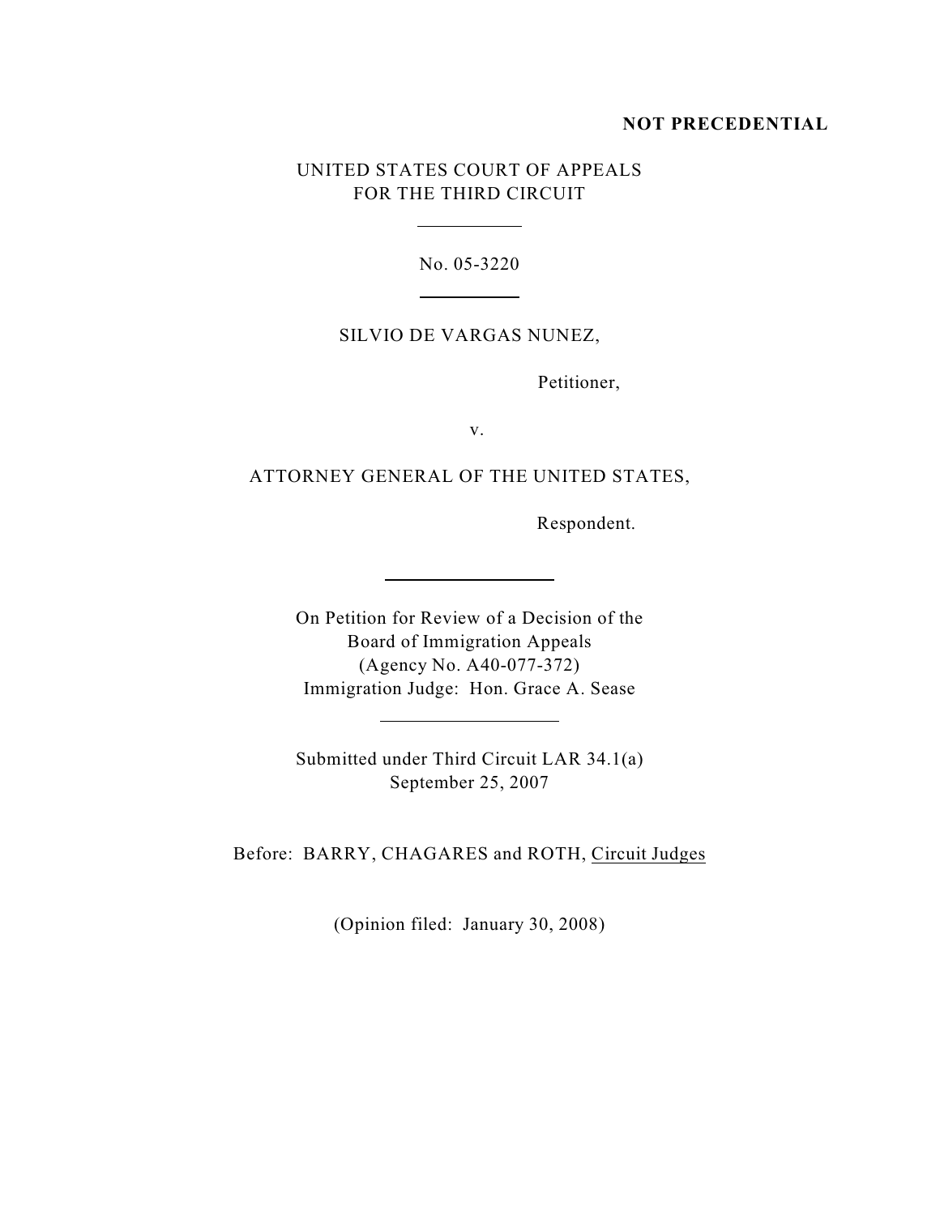**NOT PRECEDENTIAL**

UNITED STATES COURT OF APPEALS
FOR THE THIRD CIRCUIT

No. 05-3220

SILVIO DE VARGAS NUNEZ,

Petitioner,

v.

ATTORNEY GENERAL OF THE UNITED STATES,

Respondent.

On Petition for Review of a Decision of the
Board of Immigration Appeals
(Agency No. A40-077-372)
Immigration Judge: Hon. Grace A. Sease

Submitted under Third Circuit LAR 34.1(a)
September 25, 2007

Before: BARRY, CHAGARES and ROTH, Circuit Judges

(Opinion filed: January 30, 2008)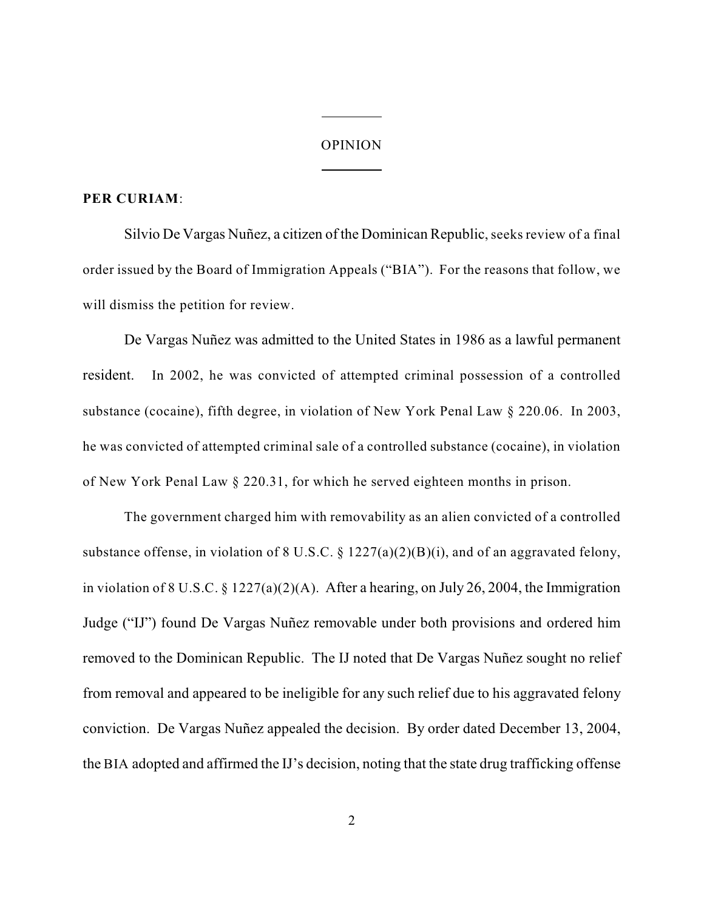# OPINION

**PER CURIAM**:

Silvio De Vargas Nuñez, a citizen of the Dominican Republic, seeks review of a final order issued by the Board of Immigration Appeals ("BIA"). For the reasons that follow, we will dismiss the petition for review.

De Vargas Nuñez was admitted to the United States in 1986 as a lawful permanent resident. In 2002, he was convicted of attempted criminal possession of a controlled substance (cocaine), fifth degree, in violation of New York Penal Law § 220.06. In 2003, he was convicted of attempted criminal sale of a controlled substance (cocaine), in violation of New York Penal Law § 220.31, for which he served eighteen months in prison.

The government charged him with removability as an alien convicted of a controlled substance offense, in violation of 8 U.S.C. § 1227(a)(2)(B)(i), and of an aggravated felony, in violation of 8 U.S.C. § 1227(a)(2)(A). After a hearing, on July 26, 2004, the Immigration Judge ("IJ") found De Vargas Nuñez removable under both provisions and ordered him removed to the Dominican Republic. The IJ noted that De Vargas Nuñez sought no relief from removal and appeared to be ineligible for any such relief due to his aggravated felony conviction. De Vargas Nuñez appealed the decision. By order dated December 13, 2004, the BIA adopted and affirmed the IJ's decision, noting that the state drug trafficking offense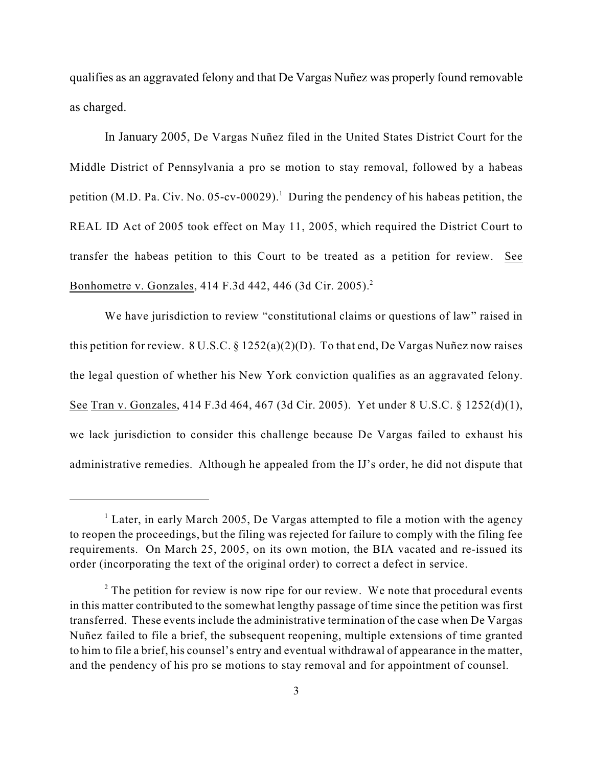qualifies as an aggravated felony and that De Vargas Nuñez was properly found removable as charged.

In January 2005, De Vargas Nuñez filed in the United States District Court for the Middle District of Pennsylvania a pro se motion to stay removal, followed by a habeas petition (M.D. Pa. Civ. No. 05-cv-00029).[1] During the pendency of his habeas petition, the REAL ID Act of 2005 took effect on May 11, 2005, which required the District Court to transfer the habeas petition to this Court to be treated as a petition for review. See Bonhometre v. Gonzales, 414 F.3d 442, 446 (3d Cir. 2005).[2]

We have jurisdiction to review "constitutional claims or questions of law" raised in this petition for review. 8 U.S.C. § 1252(a)(2)(D). To that end, De Vargas Nuñez now raises the legal question of whether his New York conviction qualifies as an aggravated felony. See Tran v. Gonzales, 414 F.3d 464, 467 (3d Cir. 2005). Yet under 8 U.S.C. § 1252(d)(1), we lack jurisdiction to consider this challenge because De Vargas failed to exhaust his administrative remedies. Although he appealed from the IJ's order, he did not dispute that

---

[1] Later, in early March 2005, De Vargas attempted to file a motion with the agency to reopen the proceedings, but the filing was rejected for failure to comply with the filing fee requirements. On March 25, 2005, on its own motion, the BIA vacated and re-issued its order (incorporating the text of the original order) to correct a defect in service.

[2] The petition for review is now ripe for our review. We note that procedural events in this matter contributed to the somewhat lengthy passage of time since the petition was first transferred. These events include the administrative termination of the case when De Vargas Nuñez failed to file a brief, the subsequent reopening, multiple extensions of time granted to him to file a brief, his counsel's entry and eventual withdrawal of appearance in the matter, and the pendency of his pro se motions to stay removal and for appointment of counsel.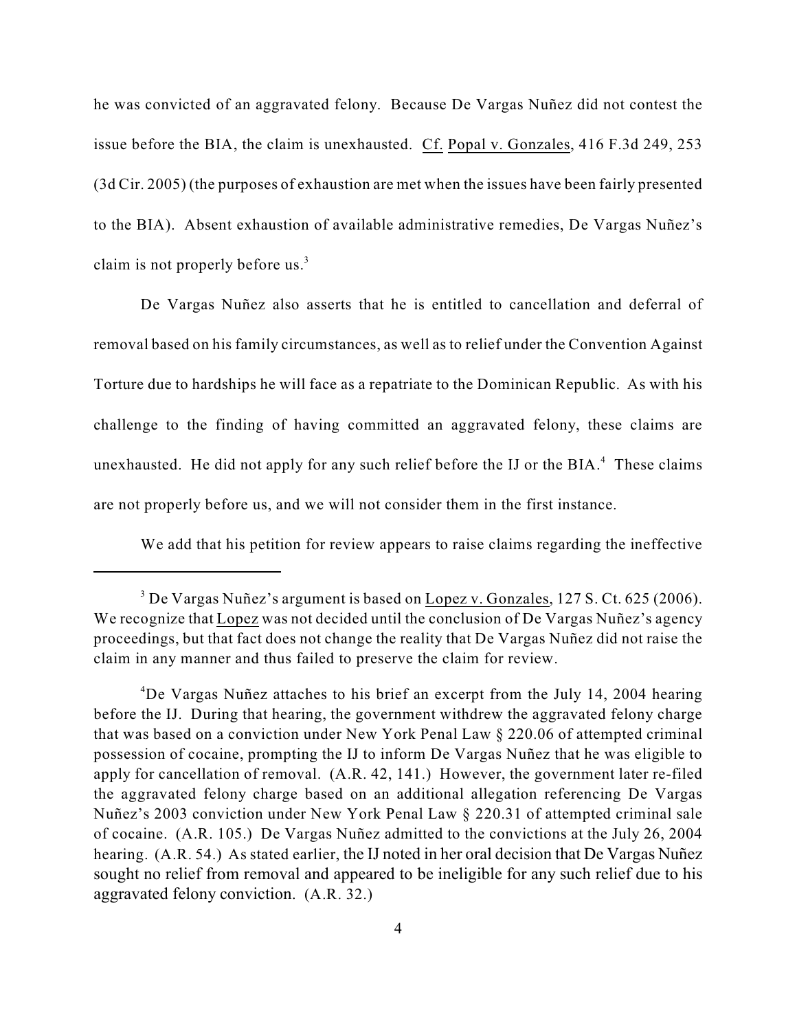he was convicted of an aggravated felony. Because De Vargas Nuñez did not contest the issue before the BIA, the claim is unexhausted. Cf. Popal v. Gonzales, 416 F.3d 249, 253 (3d Cir. 2005) (the purposes of exhaustion are met when the issues have been fairly presented to the BIA). Absent exhaustion of available administrative remedies, De Vargas Nuñez's claim is not properly before us.[3]

De Vargas Nuñez also asserts that he is entitled to cancellation and deferral of removal based on his family circumstances, as well as to relief under the Convention Against Torture due to hardships he will face as a repatriate to the Dominican Republic. As with his challenge to the finding of having committed an aggravated felony, these claims are unexhausted. He did not apply for any such relief before the IJ or the BIA.[4] These claims are not properly before us, and we will not consider them in the first instance.

We add that his petition for review appears to raise claims regarding the ineffective

---

[3] De Vargas Nuñez's argument is based on Lopez v. Gonzales, 127 S. Ct. 625 (2006). We recognize that Lopez was not decided until the conclusion of De Vargas Nuñez's agency proceedings, but that fact does not change the reality that De Vargas Nuñez did not raise the claim in any manner and thus failed to preserve the claim for review.

[4] De Vargas Nuñez attaches to his brief an excerpt from the July 14, 2004 hearing before the IJ. During that hearing, the government withdrew the aggravated felony charge that was based on a conviction under New York Penal Law § 220.06 of attempted criminal possession of cocaine, prompting the IJ to inform De Vargas Nuñez that he was eligible to apply for cancellation of removal. (A.R. 42, 141.) However, the government later re-filed the aggravated felony charge based on an additional allegation referencing De Vargas Nuñez's 2003 conviction under New York Penal Law § 220.31 of attempted criminal sale of cocaine. (A.R. 105.) De Vargas Nuñez admitted to the convictions at the July 26, 2004 hearing. (A.R. 54.) As stated earlier, the IJ noted in her oral decision that De Vargas Nuñez sought no relief from removal and appeared to be ineligible for any such relief due to his aggravated felony conviction. (A.R. 32.)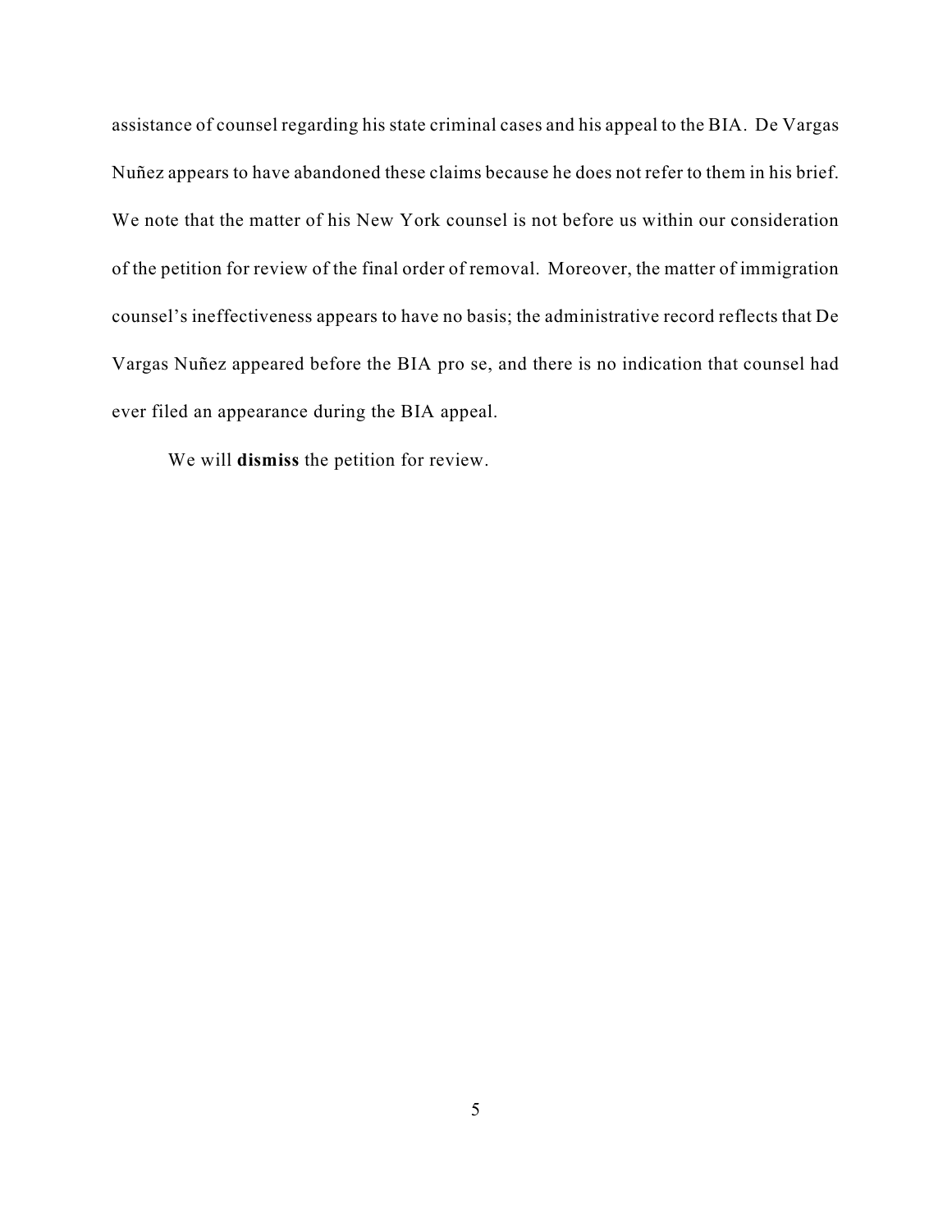assistance of counsel regarding his state criminal cases and his appeal to the BIA. De Vargas Nuñez appears to have abandoned these claims because he does not refer to them in his brief. We note that the matter of his New York counsel is not before us within our consideration of the petition for review of the final order of removal. Moreover, the matter of immigration counsel's ineffectiveness appears to have no basis; the administrative record reflects that De Vargas Nuñez appeared before the BIA pro se, and there is no indication that counsel had ever filed an appearance during the BIA appeal.

We will **dismiss** the petition for review.